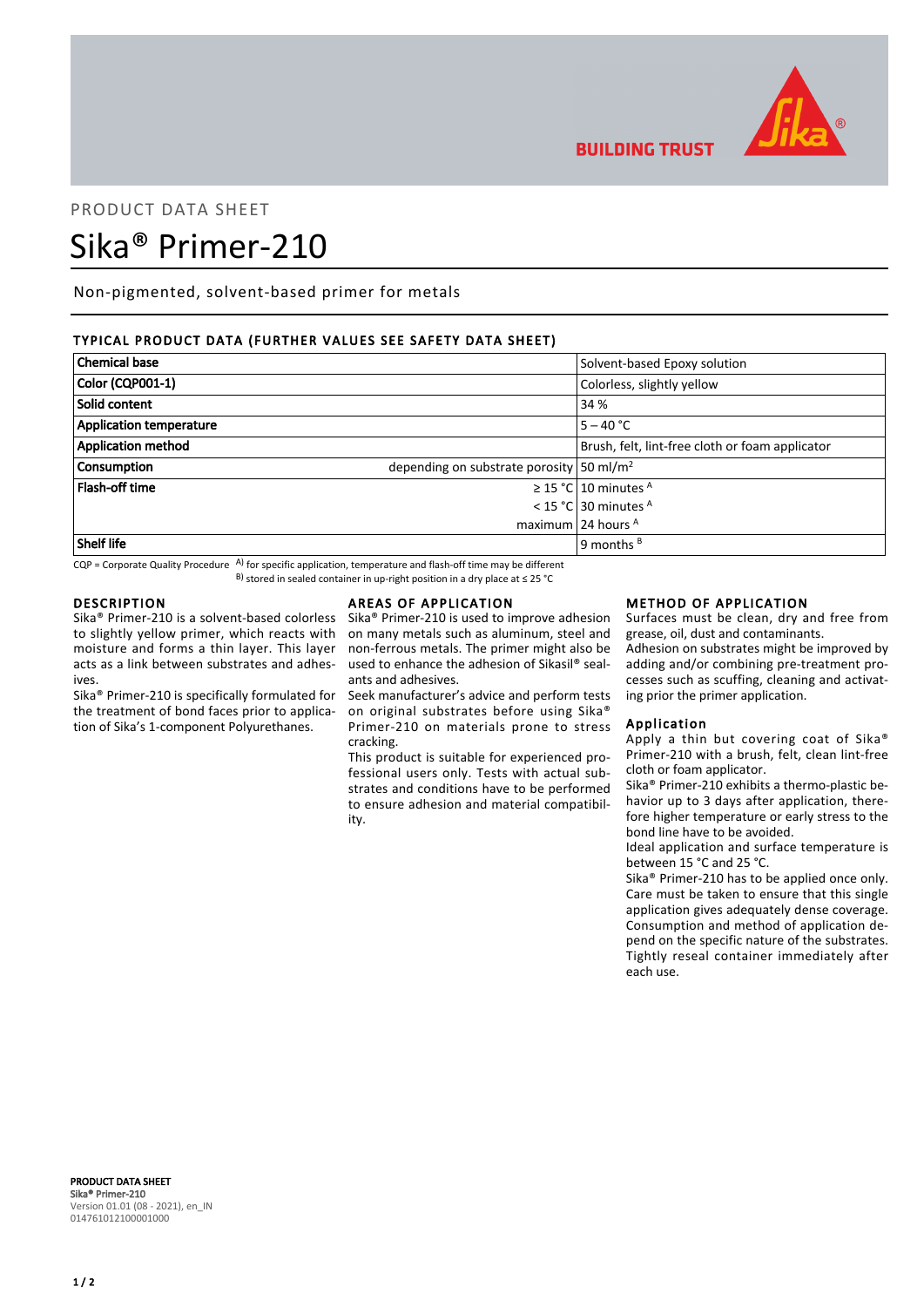PRODUCT DATA SHEET

# Sika® Primer-210

Non-pigmented, solvent-based primer for metals

## TYPICAL PRODUCT DATA (FURTHER VALUES SEE SAFETY DATA SHEET)

| | | |
|---|---|---|
| **Chemical base** | | Solvent-based Epoxy solution |
| **Color (CQP001-1)** | | Colorless, slightly yellow |
| **Solid content** | | 34 % |
| **Application temperature** | | 5 – 40 °C |
| **Application method** | | Brush, felt, lint-free cloth or foam applicator |
| **Consumption** | depending on substrate porosity | 50 ml/m² |
| **Flash-off time** | ≥ 15 °C | 10 minutes [A] |
| | < 15 °C | 30 minutes [A] |
| | maximum | 24 hours [A] |
| **Shelf life** | | 9 months [B] |

CQP = Corporate Quality Procedure A) for specific application, temperature and flash-off time may be different
B) stored in sealed container in up-right position in a dry place at ≤ 25 °C

## DESCRIPTION

Sika® Primer-210 is a solvent-based colorless to slightly yellow primer, which reacts with moisture and forms a thin layer. This layer acts as a link between substrates and adhesives.

Sika® Primer-210 is specifically formulated for the treatment of bond faces prior to application of Sika's 1-component Polyurethanes.

## AREAS OF APPLICATION

Sika® Primer-210 is used to improve adhesion on many metals such as aluminum, steel and non-ferrous metals. The primer might also be used to enhance the adhesion of Sikasil® sealants and adhesives.

Seek manufacturer's advice and perform tests on original substrates before using Sika® Primer-210 on materials prone to stress cracking.

This product is suitable for experienced professional users only. Tests with actual substrates and conditions have to be performed to ensure adhesion and material compatibility.

## METHOD OF APPLICATION

Surfaces must be clean, dry and free from grease, oil, dust and contaminants.

Adhesion on substrates might be improved by adding and/or combining pre-treatment processes such as scuffing, cleaning and activating prior the primer application.

### Application

Apply a thin but covering coat of Sika® Primer-210 with a brush, felt, clean lint-free cloth or foam applicator.

Sika® Primer-210 exhibits a thermo-plastic behavior up to 3 days after application, therefore higher temperature or early stress to the bond line have to be avoided.

Ideal application and surface temperature is between 15 °C and 25 °C.

Sika® Primer-210 has to be applied once only. Care must be taken to ensure that this single application gives adequately dense coverage.

Consumption and method of application depend on the specific nature of the substrates.

Tightly reseal container immediately after each use.

**PRODUCT DATA SHEET**
**Sika® Primer-210**
Version 01.01 (08 - 2021), en_IN
014761012100001000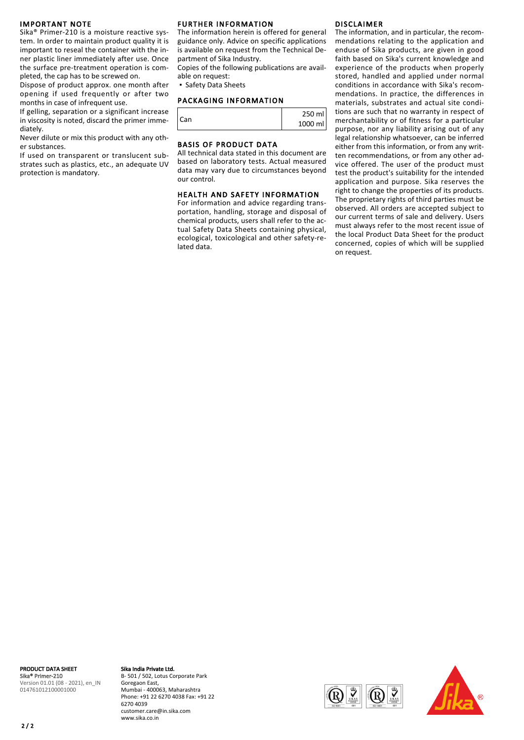## IMPORTANT NOTE

Sika® Primer-210 is a moisture reactive system. In order to maintain product quality it is important to reseal the container with the inner plastic liner immediately after use. Once the surface pre-treatment operation is completed, the cap has to be screwed on.

Dispose of product approx. one month after opening if used frequently or after two months in case of infrequent use.

If gelling, separation or a significant increase in viscosity is noted, discard the primer immediately.

Never dilute or mix this product with any other substances.

If used on transparent or translucent substrates such as plastics, etc., an adequate UV protection is mandatory.

## FURTHER INFORMATION

The information herein is offered for general guidance only. Advice on specific applications is available on request from the Technical Department of Sika Industry.

Copies of the following publications are available on request:

- Safety Data Sheets

## PACKAGING INFORMATION

| | |
|---|---|
| Can | 250 ml<br>1000 ml |

## BASIS OF PRODUCT DATA

All technical data stated in this document are based on laboratory tests. Actual measured data may vary due to circumstances beyond our control.

## HEALTH AND SAFETY INFORMATION

For information and advice regarding transportation, handling, storage and disposal of chemical products, users shall refer to the actual Safety Data Sheets containing physical, ecological, toxicological and other safety-related data.

## DISCLAIMER

The information, and in particular, the recommendations relating to the application and enduse of Sika products, are given in good faith based on Sika's current knowledge and experience of the products when properly stored, handled and applied under normal conditions in accordance with Sika's recommendations. In practice, the differences in materials, substrates and actual site conditions are such that no warranty in respect of merchantability or of fitness for a particular purpose, nor any liability arising out of any legal relationship whatsoever, can be inferred either from this information, or from any written recommendations, or from any other advice offered. The user of the product must test the product's suitability for the intended application and purpose. Sika reserves the right to change the properties of its products. The proprietary rights of third parties must be observed. All orders are accepted subject to our current terms of sale and delivery. Users must always refer to the most recent issue of the local Product Data Sheet for the product concerned, copies of which will be supplied on request.

**PRODUCT DATA SHEET**
**Sika® Primer-210**
Version 01.01 (08 - 2021), en_IN
014761012100001000

**Sika India Private Ltd.**
B- 501 / 502, Lotus Corporate Park
Goregaon East,
Mumbai - 400063, Maharashtra
Phone: +91 22 6270 4038 Fax: +91 22 6270 4039
customer.care@in.sika.com
www.sika.co.in